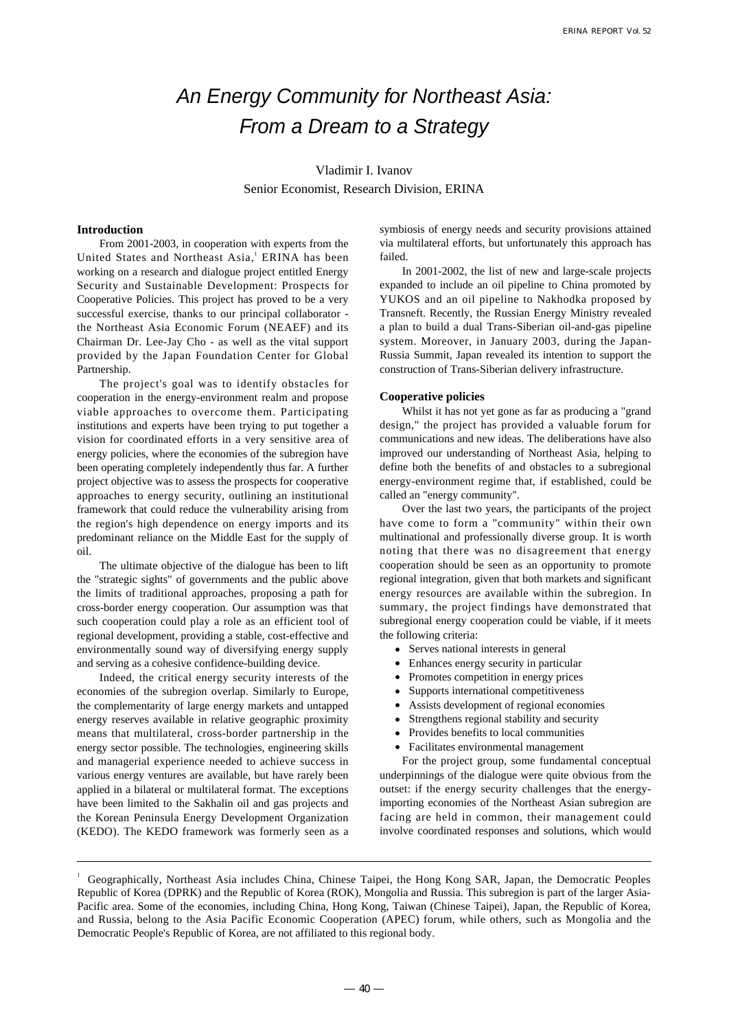# *An Energy Community for Northeast Asia: From a Dream to a Strategy*

Vladimir I. Ivanov
Senior Economist, Research Division, ERINA

## Introduction

From 2001-2003, in cooperation with experts from the United States and Northeast Asia,[1] ERINA has been working on a research and dialogue project entitled Energy Security and Sustainable Development: Prospects for Cooperative Policies. This project has proved to be a very successful exercise, thanks to our principal collaborator - the Northeast Asia Economic Forum (NEAEF) and its Chairman Dr. Lee-Jay Cho - as well as the vital support provided by the Japan Foundation Center for Global Partnership.

The project's goal was to identify obstacles for cooperation in the energy-environment realm and propose viable approaches to overcome them. Participating institutions and experts have been trying to put together a vision for coordinated efforts in a very sensitive area of energy policies, where the economies of the subregion have been operating completely independently thus far. A further project objective was to assess the prospects for cooperative approaches to energy security, outlining an institutional framework that could reduce the vulnerability arising from the region's high dependence on energy imports and its predominant reliance on the Middle East for the supply of oil.

The ultimate objective of the dialogue has been to lift the "strategic sights" of governments and the public above the limits of traditional approaches, proposing a path for cross-border energy cooperation. Our assumption was that such cooperation could play a role as an efficient tool of regional development, providing a stable, cost-effective and environmentally sound way of diversifying energy supply and serving as a cohesive confidence-building device.

Indeed, the critical energy security interests of the economies of the subregion overlap. Similarly to Europe, the complementarity of large energy markets and untapped energy reserves available in relative geographic proximity means that multilateral, cross-border partnership in the energy sector possible. The technologies, engineering skills and managerial experience needed to achieve success in various energy ventures are available, but have rarely been applied in a bilateral or multilateral format. The exceptions have been limited to the Sakhalin oil and gas projects and the Korean Peninsula Energy Development Organization (KEDO). The KEDO framework was formerly seen as a symbiosis of energy needs and security provisions attained via multilateral efforts, but unfortunately this approach has failed.

In 2001-2002, the list of new and large-scale projects expanded to include an oil pipeline to China promoted by YUKOS and an oil pipeline to Nakhodka proposed by Transneft. Recently, the Russian Energy Ministry revealed a plan to build a dual Trans-Siberian oil-and-gas pipeline system. Moreover, in January 2003, during the Japan-Russia Summit, Japan revealed its intention to support the construction of Trans-Siberian delivery infrastructure.

## Cooperative policies

Whilst it has not yet gone as far as producing a "grand design," the project has provided a valuable forum for communications and new ideas. The deliberations have also improved our understanding of Northeast Asia, helping to define both the benefits of and obstacles to a subregional energy-environment regime that, if established, could be called an "energy community".

Over the last two years, the participants of the project have come to form a "community" within their own multinational and professionally diverse group. It is worth noting that there was no disagreement that energy cooperation should be seen as an opportunity to promote regional integration, given that both markets and significant energy resources are available within the subregion. In summary, the project findings have demonstrated that subregional energy cooperation could be viable, if it meets the following criteria:

- Serves national interests in general
- Enhances energy security in particular
- Promotes competition in energy prices
- Supports international competitiveness
- Assists development of regional economies
- Strengthens regional stability and security
- Provides benefits to local communities
- Facilitates environmental management

For the project group, some fundamental conceptual underpinnings of the dialogue were quite obvious from the outset: if the energy security challenges that the energy-importing economies of the Northeast Asian subregion are facing are held in common, their management could involve coordinated responses and solutions, which would

---

[1] Geographically, Northeast Asia includes China, Chinese Taipei, the Hong Kong SAR, Japan, the Democratic Peoples Republic of Korea (DPRK) and the Republic of Korea (ROK), Mongolia and Russia. This subregion is part of the larger Asia-Pacific area. Some of the economies, including China, Hong Kong, Taiwan (Chinese Taipei), Japan, the Republic of Korea, and Russia, belong to the Asia Pacific Economic Cooperation (APEC) forum, while others, such as Mongolia and the Democratic People's Republic of Korea, are not affiliated to this regional body.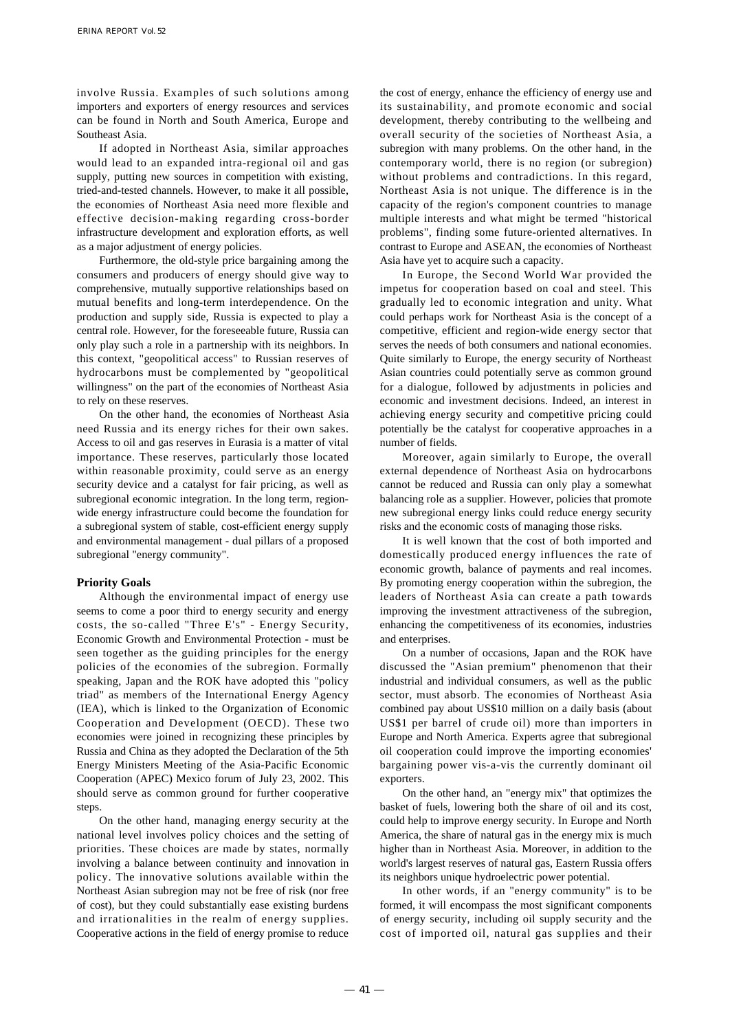involve Russia. Examples of such solutions among importers and exporters of energy resources and services can be found in North and South America, Europe and Southeast Asia.

If adopted in Northeast Asia, similar approaches would lead to an expanded intra-regional oil and gas supply, putting new sources in competition with existing, tried-and-tested channels. However, to make it all possible, the economies of Northeast Asia need more flexible and effective decision-making regarding cross-border infrastructure development and exploration efforts, as well as a major adjustment of energy policies.

Furthermore, the old-style price bargaining among the consumers and producers of energy should give way to comprehensive, mutually supportive relationships based on mutual benefits and long-term interdependence. On the production and supply side, Russia is expected to play a central role. However, for the foreseeable future, Russia can only play such a role in a partnership with its neighbors. In this context, "geopolitical access" to Russian reserves of hydrocarbons must be complemented by "geopolitical willingness" on the part of the economies of Northeast Asia to rely on these reserves.

On the other hand, the economies of Northeast Asia need Russia and its energy riches for their own sakes. Access to oil and gas reserves in Eurasia is a matter of vital importance. These reserves, particularly those located within reasonable proximity, could serve as an energy security device and a catalyst for fair pricing, as well as subregional economic integration. In the long term, region-wide energy infrastructure could become the foundation for a subregional system of stable, cost-efficient energy supply and environmental management - dual pillars of a proposed subregional "energy community".

**Priority Goals**

Although the environmental impact of energy use seems to come a poor third to energy security and energy costs, the so-called "Three E's" - Energy Security, Economic Growth and Environmental Protection - must be seen together as the guiding principles for the energy policies of the economies of the subregion. Formally speaking, Japan and the ROK have adopted this "policy triad" as members of the International Energy Agency (IEA), which is linked to the Organization of Economic Cooperation and Development (OECD). These two economies were joined in recognizing these principles by Russia and China as they adopted the Declaration of the 5th Energy Ministers Meeting of the Asia-Pacific Economic Cooperation (APEC) Mexico forum of July 23, 2002. This should serve as common ground for further cooperative steps.

On the other hand, managing energy security at the national level involves policy choices and the setting of priorities. These choices are made by states, normally involving a balance between continuity and innovation in policy. The innovative solutions available within the Northeast Asian subregion may not be free of risk (nor free of cost), but they could substantially ease existing burdens and irrationalities in the realm of energy supplies. Cooperative actions in the field of energy promise to reduce the cost of energy, enhance the efficiency of energy use and its sustainability, and promote economic and social development, thereby contributing to the wellbeing and overall security of the societies of Northeast Asia, a subregion with many problems. On the other hand, in the contemporary world, there is no region (or subregion) without problems and contradictions. In this regard, Northeast Asia is not unique. The difference is in the capacity of the region's component countries to manage multiple interests and what might be termed "historical problems", finding some future-oriented alternatives. In contrast to Europe and ASEAN, the economies of Northeast Asia have yet to acquire such a capacity.

In Europe, the Second World War provided the impetus for cooperation based on coal and steel. This gradually led to economic integration and unity. What could perhaps work for Northeast Asia is the concept of a competitive, efficient and region-wide energy sector that serves the needs of both consumers and national economies. Quite similarly to Europe, the energy security of Northeast Asian countries could potentially serve as common ground for a dialogue, followed by adjustments in policies and economic and investment decisions. Indeed, an interest in achieving energy security and competitive pricing could potentially be the catalyst for cooperative approaches in a number of fields.

Moreover, again similarly to Europe, the overall external dependence of Northeast Asia on hydrocarbons cannot be reduced and Russia can only play a somewhat balancing role as a supplier. However, policies that promote new subregional energy links could reduce energy security risks and the economic costs of managing those risks.

It is well known that the cost of both imported and domestically produced energy influences the rate of economic growth, balance of payments and real incomes. By promoting energy cooperation within the subregion, the leaders of Northeast Asia can create a path towards improving the investment attractiveness of the subregion, enhancing the competitiveness of its economies, industries and enterprises.

On a number of occasions, Japan and the ROK have discussed the "Asian premium" phenomenon that their industrial and individual consumers, as well as the public sector, must absorb. The economies of Northeast Asia combined pay about US$10 million on a daily basis (about US$1 per barrel of crude oil) more than importers in Europe and North America. Experts agree that subregional oil cooperation could improve the importing economies' bargaining power vis-a-vis the currently dominant oil exporters.

On the other hand, an "energy mix" that optimizes the basket of fuels, lowering both the share of oil and its cost, could help to improve energy security. In Europe and North America, the share of natural gas in the energy mix is much higher than in Northeast Asia. Moreover, in addition to the world's largest reserves of natural gas, Eastern Russia offers its neighbors unique hydroelectric power potential.

In other words, if an "energy community" is to be formed, it will encompass the most significant components of energy security, including oil supply security and the cost of imported oil, natural gas supplies and their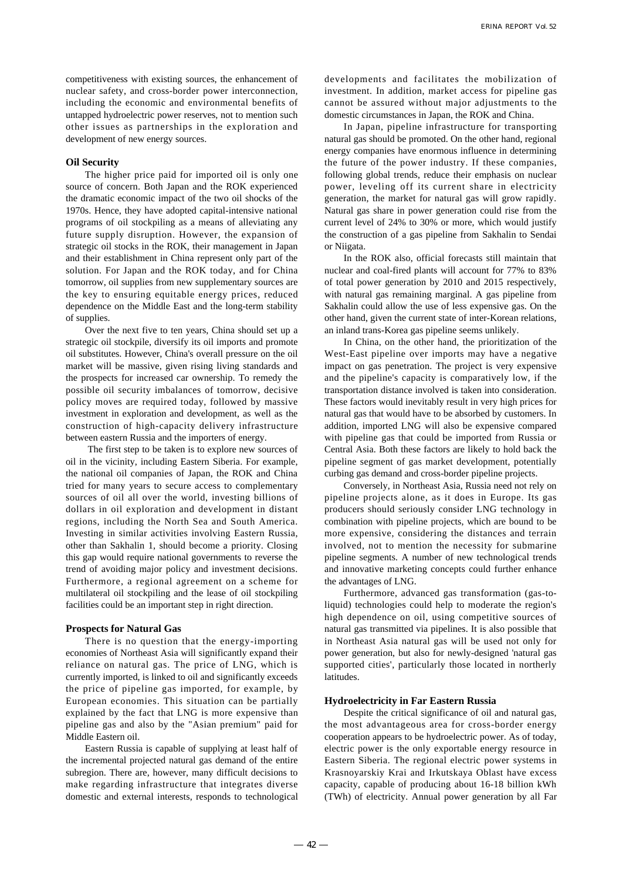competitiveness with existing sources, the enhancement of nuclear safety, and cross-border power interconnection, including the economic and environmental benefits of untapped hydroelectric power reserves, not to mention such other issues as partnerships in the exploration and development of new energy sources.

### Oil Security

The higher price paid for imported oil is only one source of concern. Both Japan and the ROK experienced the dramatic economic impact of the two oil shocks of the 1970s. Hence, they have adopted capital-intensive national programs of oil stockpiling as a means of alleviating any future supply disruption. However, the expansion of strategic oil stocks in the ROK, their management in Japan and their establishment in China represent only part of the solution. For Japan and the ROK today, and for China tomorrow, oil supplies from new supplementary sources are the key to ensuring equitable energy prices, reduced dependence on the Middle East and the long-term stability of supplies.

Over the next five to ten years, China should set up a strategic oil stockpile, diversify its oil imports and promote oil substitutes. However, China's overall pressure on the oil market will be massive, given rising living standards and the prospects for increased car ownership. To remedy the possible oil security imbalances of tomorrow, decisive policy moves are required today, followed by massive investment in exploration and development, as well as the construction of high-capacity delivery infrastructure between eastern Russia and the importers of energy.

The first step to be taken is to explore new sources of oil in the vicinity, including Eastern Siberia. For example, the national oil companies of Japan, the ROK and China tried for many years to secure access to complementary sources of oil all over the world, investing billions of dollars in oil exploration and development in distant regions, including the North Sea and South America. Investing in similar activities involving Eastern Russia, other than Sakhalin 1, should become a priority. Closing this gap would require national governments to reverse the trend of avoiding major policy and investment decisions. Furthermore, a regional agreement on a scheme for multilateral oil stockpiling and the lease of oil stockpiling facilities could be an important step in right direction.

### Prospects for Natural Gas

There is no question that the energy-importing economies of Northeast Asia will significantly expand their reliance on natural gas. The price of LNG, which is currently imported, is linked to oil and significantly exceeds the price of pipeline gas imported, for example, by European economies. This situation can be partially explained by the fact that LNG is more expensive than pipeline gas and also by the "Asian premium" paid for Middle Eastern oil.

Eastern Russia is capable of supplying at least half of the incremental projected natural gas demand of the entire subregion. There are, however, many difficult decisions to make regarding infrastructure that integrates diverse domestic and external interests, responds to technological developments and facilitates the mobilization of investment. In addition, market access for pipeline gas cannot be assured without major adjustments to the domestic circumstances in Japan, the ROK and China.

In Japan, pipeline infrastructure for transporting natural gas should be promoted. On the other hand, regional energy companies have enormous influence in determining the future of the power industry. If these companies, following global trends, reduce their emphasis on nuclear power, leveling off its current share in electricity generation, the market for natural gas will grow rapidly. Natural gas share in power generation could rise from the current level of 24% to 30% or more, which would justify the construction of a gas pipeline from Sakhalin to Sendai or Niigata.

In the ROK also, official forecasts still maintain that nuclear and coal-fired plants will account for 77% to 83% of total power generation by 2010 and 2015 respectively, with natural gas remaining marginal. A gas pipeline from Sakhalin could allow the use of less expensive gas. On the other hand, given the current state of inter-Korean relations, an inland trans-Korea gas pipeline seems unlikely.

In China, on the other hand, the prioritization of the West-East pipeline over imports may have a negative impact on gas penetration. The project is very expensive and the pipeline's capacity is comparatively low, if the transportation distance involved is taken into consideration. These factors would inevitably result in very high prices for natural gas that would have to be absorbed by customers. In addition, imported LNG will also be expensive compared with pipeline gas that could be imported from Russia or Central Asia. Both these factors are likely to hold back the pipeline segment of gas market development, potentially curbing gas demand and cross-border pipeline projects.

Conversely, in Northeast Asia, Russia need not rely on pipeline projects alone, as it does in Europe. Its gas producers should seriously consider LNG technology in combination with pipeline projects, which are bound to be more expensive, considering the distances and terrain involved, not to mention the necessity for submarine pipeline segments. A number of new technological trends and innovative marketing concepts could further enhance the advantages of LNG.

Furthermore, advanced gas transformation (gas-to-liquid) technologies could help to moderate the region's high dependence on oil, using competitive sources of natural gas transmitted via pipelines. It is also possible that in Northeast Asia natural gas will be used not only for power generation, but also for newly-designed 'natural gas supported cities', particularly those located in northerly latitudes.

### Hydroelectricity in Far Eastern Russia

Despite the critical significance of oil and natural gas, the most advantageous area for cross-border energy cooperation appears to be hydroelectric power. As of today, electric power is the only exportable energy resource in Eastern Siberia. The regional electric power systems in Krasnoyarskiy Krai and Irkutskaya Oblast have excess capacity, capable of producing about 16-18 billion kWh (TWh) of electricity. Annual power generation by all Far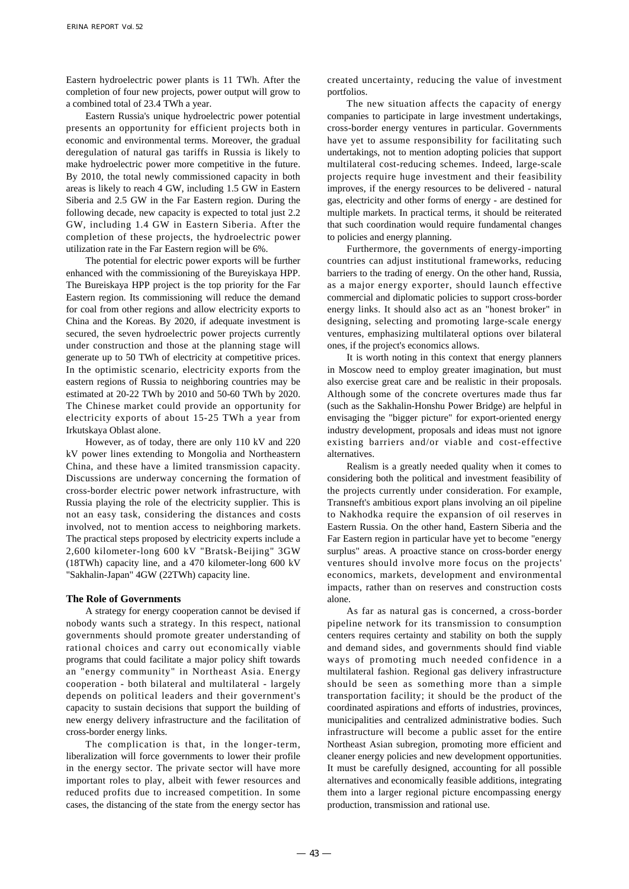Eastern hydroelectric power plants is 11 TWh. After the completion of four new projects, power output will grow to a combined total of 23.4 TWh a year.

Eastern Russia's unique hydroelectric power potential presents an opportunity for efficient projects both in economic and environmental terms. Moreover, the gradual deregulation of natural gas tariffs in Russia is likely to make hydroelectric power more competitive in the future. By 2010, the total newly commissioned capacity in both areas is likely to reach 4 GW, including 1.5 GW in Eastern Siberia and 2.5 GW in the Far Eastern region. During the following decade, new capacity is expected to total just 2.2 GW, including 1.4 GW in Eastern Siberia. After the completion of these projects, the hydroelectric power utilization rate in the Far Eastern region will be 6%.

The potential for electric power exports will be further enhanced with the commissioning of the Bureyiskaya HPP. The Bureiskaya HPP project is the top priority for the Far Eastern region. Its commissioning will reduce the demand for coal from other regions and allow electricity exports to China and the Koreas. By 2020, if adequate investment is secured, the seven hydroelectric power projects currently under construction and those at the planning stage will generate up to 50 TWh of electricity at competitive prices. In the optimistic scenario, electricity exports from the eastern regions of Russia to neighboring countries may be estimated at 20-22 TWh by 2010 and 50-60 TWh by 2020. The Chinese market could provide an opportunity for electricity exports of about 15-25 TWh a year from Irkutskaya Oblast alone.

However, as of today, there are only 110 kV and 220 kV power lines extending to Mongolia and Northeastern China, and these have a limited transmission capacity. Discussions are underway concerning the formation of cross-border electric power network infrastructure, with Russia playing the role of the electricity supplier. This is not an easy task, considering the distances and costs involved, not to mention access to neighboring markets. The practical steps proposed by electricity experts include a 2,600 kilometer-long 600 kV "Bratsk-Beijing" 3GW (18TWh) capacity line, and a 470 kilometer-long 600 kV "Sakhalin-Japan" 4GW (22TWh) capacity line.

### The Role of Governments

A strategy for energy cooperation cannot be devised if nobody wants such a strategy. In this respect, national governments should promote greater understanding of rational choices and carry out economically viable programs that could facilitate a major policy shift towards an "energy community" in Northeast Asia. Energy cooperation - both bilateral and multilateral - largely depends on political leaders and their government's capacity to sustain decisions that support the building of new energy delivery infrastructure and the facilitation of cross-border energy links.

The complication is that, in the longer-term, liberalization will force governments to lower their profile in the energy sector. The private sector will have more important roles to play, albeit with fewer resources and reduced profits due to increased competition. In some cases, the distancing of the state from the energy sector has created uncertainty, reducing the value of investment portfolios.

The new situation affects the capacity of energy companies to participate in large investment undertakings, cross-border energy ventures in particular. Governments have yet to assume responsibility for facilitating such undertakings, not to mention adopting policies that support multilateral cost-reducing schemes. Indeed, large-scale projects require huge investment and their feasibility improves, if the energy resources to be delivered - natural gas, electricity and other forms of energy - are destined for multiple markets. In practical terms, it should be reiterated that such coordination would require fundamental changes to policies and energy planning.

Furthermore, the governments of energy-importing countries can adjust institutional frameworks, reducing barriers to the trading of energy. On the other hand, Russia, as a major energy exporter, should launch effective commercial and diplomatic policies to support cross-border energy links. It should also act as an "honest broker" in designing, selecting and promoting large-scale energy ventures, emphasizing multilateral options over bilateral ones, if the project's economics allows.

It is worth noting in this context that energy planners in Moscow need to employ greater imagination, but must also exercise great care and be realistic in their proposals. Although some of the concrete overtures made thus far (such as the Sakhalin-Honshu Power Bridge) are helpful in envisaging the "bigger picture" for export-oriented energy industry development, proposals and ideas must not ignore existing barriers and/or viable and cost-effective alternatives.

Realism is a greatly needed quality when it comes to considering both the political and investment feasibility of the projects currently under consideration. For example, Transneft's ambitious export plans involving an oil pipeline to Nakhodka require the expansion of oil reserves in Eastern Russia. On the other hand, Eastern Siberia and the Far Eastern region in particular have yet to become "energy surplus" areas. A proactive stance on cross-border energy ventures should involve more focus on the projects' economics, markets, development and environmental impacts, rather than on reserves and construction costs alone.

As far as natural gas is concerned, a cross-border pipeline network for its transmission to consumption centers requires certainty and stability on both the supply and demand sides, and governments should find viable ways of promoting much needed confidence in a multilateral fashion. Regional gas delivery infrastructure should be seen as something more than a simple transportation facility; it should be the product of the coordinated aspirations and efforts of industries, provinces, municipalities and centralized administrative bodies. Such infrastructure will become a public asset for the entire Northeast Asian subregion, promoting more efficient and cleaner energy policies and new development opportunities. It must be carefully designed, accounting for all possible alternatives and economically feasible additions, integrating them into a larger regional picture encompassing energy production, transmission and rational use.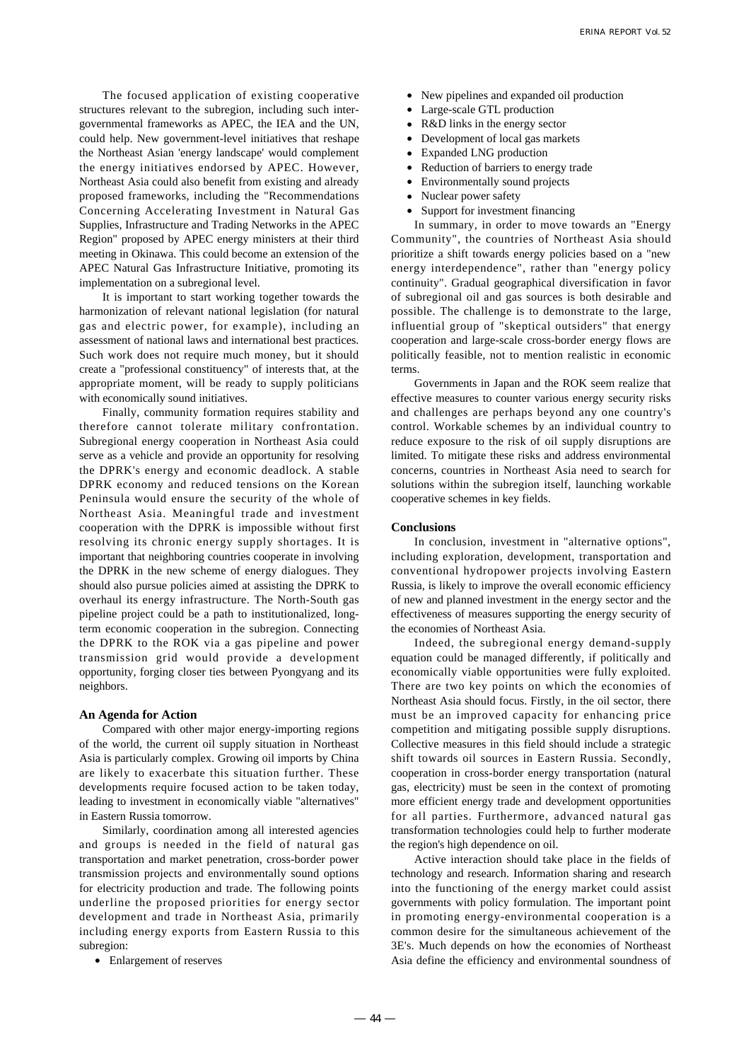The focused application of existing cooperative structures relevant to the subregion, including such inter-governmental frameworks as APEC, the IEA and the UN, could help. New government-level initiatives that reshape the Northeast Asian 'energy landscape' would complement the energy initiatives endorsed by APEC. However, Northeast Asia could also benefit from existing and already proposed frameworks, including the "Recommendations Concerning Accelerating Investment in Natural Gas Supplies, Infrastructure and Trading Networks in the APEC Region" proposed by APEC energy ministers at their third meeting in Okinawa. This could become an extension of the APEC Natural Gas Infrastructure Initiative, promoting its implementation on a subregional level.

It is important to start working together towards the harmonization of relevant national legislation (for natural gas and electric power, for example), including an assessment of national laws and international best practices. Such work does not require much money, but it should create a "professional constituency" of interests that, at the appropriate moment, will be ready to supply politicians with economically sound initiatives.

Finally, community formation requires stability and therefore cannot tolerate military confrontation. Subregional energy cooperation in Northeast Asia could serve as a vehicle and provide an opportunity for resolving the DPRK's energy and economic deadlock. A stable DPRK economy and reduced tensions on the Korean Peninsula would ensure the security of the whole of Northeast Asia. Meaningful trade and investment cooperation with the DPRK is impossible without first resolving its chronic energy supply shortages. It is important that neighboring countries cooperate in involving the DPRK in the new scheme of energy dialogues. They should also pursue policies aimed at assisting the DPRK to overhaul its energy infrastructure. The North-South gas pipeline project could be a path to institutionalized, long-term economic cooperation in the subregion. Connecting the DPRK to the ROK via a gas pipeline and power transmission grid would provide a development opportunity, forging closer ties between Pyongyang and its neighbors.

### An Agenda for Action

Compared with other major energy-importing regions of the world, the current oil supply situation in Northeast Asia is particularly complex. Growing oil imports by China are likely to exacerbate this situation further. These developments require focused action to be taken today, leading to investment in economically viable "alternatives" in Eastern Russia tomorrow.

Similarly, coordination among all interested agencies and groups is needed in the field of natural gas transportation and market penetration, cross-border power transmission projects and environmentally sound options for electricity production and trade. The following points underline the proposed priorities for energy sector development and trade in Northeast Asia, primarily including energy exports from Eastern Russia to this subregion:

- Enlargement of reserves
- New pipelines and expanded oil production
- Large-scale GTL production
- R&D links in the energy sector
- Development of local gas markets
- Expanded LNG production
- Reduction of barriers to energy trade
- Environmentally sound projects
- Nuclear power safety
- Support for investment financing

In summary, in order to move towards an "Energy Community", the countries of Northeast Asia should prioritize a shift towards energy policies based on a "new energy interdependence", rather than "energy policy continuity". Gradual geographical diversification in favor of subregional oil and gas sources is both desirable and possible. The challenge is to demonstrate to the large, influential group of "skeptical outsiders" that energy cooperation and large-scale cross-border energy flows are politically feasible, not to mention realistic in economic terms.

Governments in Japan and the ROK seem realize that effective measures to counter various energy security risks and challenges are perhaps beyond any one country's control. Workable schemes by an individual country to reduce exposure to the risk of oil supply disruptions are limited. To mitigate these risks and address environmental concerns, countries in Northeast Asia need to search for solutions within the subregion itself, launching workable cooperative schemes in key fields.

### Conclusions

In conclusion, investment in "alternative options", including exploration, development, transportation and conventional hydropower projects involving Eastern Russia, is likely to improve the overall economic efficiency of new and planned investment in the energy sector and the effectiveness of measures supporting the energy security of the economies of Northeast Asia.

Indeed, the subregional energy demand-supply equation could be managed differently, if politically and economically viable opportunities were fully exploited. There are two key points on which the economies of Northeast Asia should focus. Firstly, in the oil sector, there must be an improved capacity for enhancing price competition and mitigating possible supply disruptions. Collective measures in this field should include a strategic shift towards oil sources in Eastern Russia. Secondly, cooperation in cross-border energy transportation (natural gas, electricity) must be seen in the context of promoting more efficient energy trade and development opportunities for all parties. Furthermore, advanced natural gas transformation technologies could help to further moderate the region's high dependence on oil.

Active interaction should take place in the fields of technology and research. Information sharing and research into the functioning of the energy market could assist governments with policy formulation. The important point in promoting energy-environmental cooperation is a common desire for the simultaneous achievement of the 3E's. Much depends on how the economies of Northeast Asia define the efficiency and environmental soundness of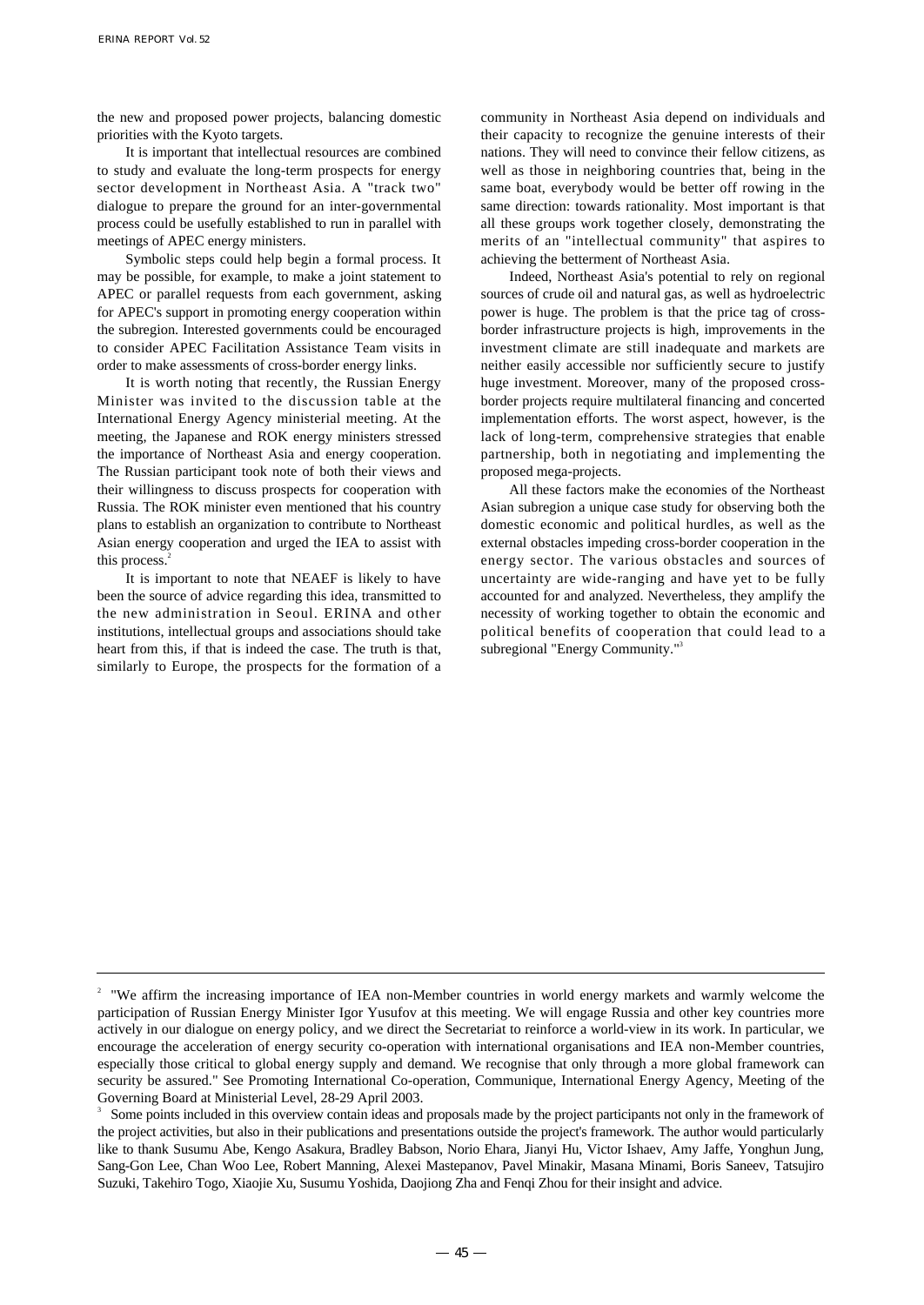the new and proposed power projects, balancing domestic priorities with the Kyoto targets.

It is important that intellectual resources are combined to study and evaluate the long-term prospects for energy sector development in Northeast Asia. A "track two" dialogue to prepare the ground for an inter-governmental process could be usefully established to run in parallel with meetings of APEC energy ministers.

Symbolic steps could help begin a formal process. It may be possible, for example, to make a joint statement to APEC or parallel requests from each government, asking for APEC's support in promoting energy cooperation within the subregion. Interested governments could be encouraged to consider APEC Facilitation Assistance Team visits in order to make assessments of cross-border energy links.

It is worth noting that recently, the Russian Energy Minister was invited to the discussion table at the International Energy Agency ministerial meeting. At the meeting, the Japanese and ROK energy ministers stressed the importance of Northeast Asia and energy cooperation. The Russian participant took note of both their views and their willingness to discuss prospects for cooperation with Russia. The ROK minister even mentioned that his country plans to establish an organization to contribute to Northeast Asian energy cooperation and urged the IEA to assist with this process.[2]

It is important to note that NEAEF is likely to have been the source of advice regarding this idea, transmitted to the new administration in Seoul. ERINA and other institutions, intellectual groups and associations should take heart from this, if that is indeed the case. The truth is that, similarly to Europe, the prospects for the formation of a community in Northeast Asia depend on individuals and their capacity to recognize the genuine interests of their nations. They will need to convince their fellow citizens, as well as those in neighboring countries that, being in the same boat, everybody would be better off rowing in the same direction: towards rationality. Most important is that all these groups work together closely, demonstrating the merits of an "intellectual community" that aspires to achieving the betterment of Northeast Asia.

Indeed, Northeast Asia's potential to rely on regional sources of crude oil and natural gas, as well as hydroelectric power is huge. The problem is that the price tag of cross-border infrastructure projects is high, improvements in the investment climate are still inadequate and markets are neither easily accessible nor sufficiently secure to justify huge investment. Moreover, many of the proposed cross-border projects require multilateral financing and concerted implementation efforts. The worst aspect, however, is the lack of long-term, comprehensive strategies that enable partnership, both in negotiating and implementing the proposed mega-projects.

All these factors make the economies of the Northeast Asian subregion a unique case study for observing both the domestic economic and political hurdles, as well as the external obstacles impeding cross-border cooperation in the energy sector. The various obstacles and sources of uncertainty are wide-ranging and have yet to be fully accounted for and analyzed. Nevertheless, they amplify the necessity of working together to obtain the economic and political benefits of cooperation that could lead to a subregional "Energy Community."[3]

---

[2] "We affirm the increasing importance of IEA non-Member countries in world energy markets and warmly welcome the participation of Russian Energy Minister Igor Yusufov at this meeting. We will engage Russia and other key countries more actively in our dialogue on energy policy, and we direct the Secretariat to reinforce a world-view in its work. In particular, we encourage the acceleration of energy security co-operation with international organisations and IEA non-Member countries, especially those critical to global energy supply and demand. We recognise that only through a more global framework can security be assured." See Promoting International Co-operation, Communique, International Energy Agency, Meeting of the Governing Board at Ministerial Level, 28-29 April 2003.

[3] Some points included in this overview contain ideas and proposals made by the project participants not only in the framework of the project activities, but also in their publications and presentations outside the project's framework. The author would particularly like to thank Susumu Abe, Kengo Asakura, Bradley Babson, Norio Ehara, Jianyi Hu, Victor Ishaev, Amy Jaffe, Yonghun Jung, Sang-Gon Lee, Chan Woo Lee, Robert Manning, Alexei Mastepanov, Pavel Minakir, Masana Minami, Boris Saneev, Tatsujiro Suzuki, Takehiro Togo, Xiaojie Xu, Susumu Yoshida, Daojiong Zha and Fenqi Zhou for their insight and advice.